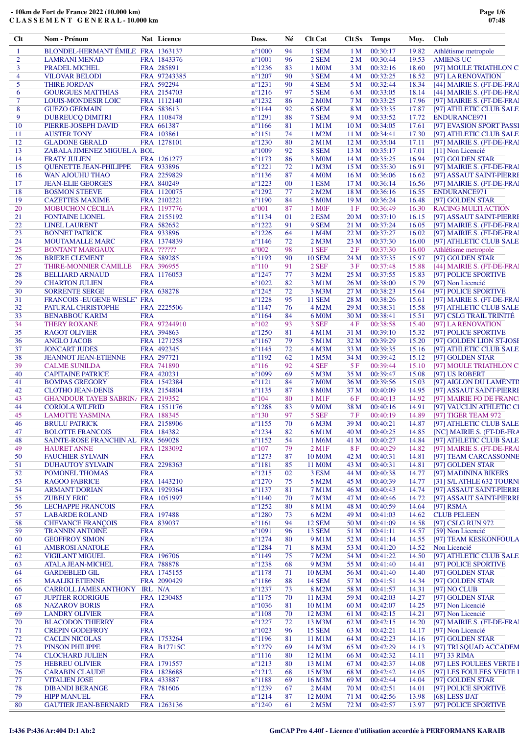# - 10km de Fort de France 2022 (10.000 km)

## C L A S S E M E N T   G E N E R A L - 10.000 km

| Clt | Nom - Prénom | Nat | Licence | Doss. | Né | Clt Cat | Clt Sx | Temps | Moy. | Club |
|---|---|---|---|---|---|---|---|---|---|---|
| 1 | BLONDEL-HERMANT ÉMILE | FRA | 1363137 | n°1000 | 94 | 1 SEM | 1 M | 00:30:17 | 19.82 | Athlétisme metropole |
| 2 | LAMRANI MENAD | FRA | 1843376 | n°1001 | 96 | 2 SEM | 2 M | 00:30:44 | 19.53 | AMIENS UC |
| 3 | PRADEL MICHEL | FRA | 285891 | n°1236 | 83 | 1 M0M | 3 M | 00:32:16 | 18.60 | [97] MOULE TRIATHLON C |
| 4 | VILOVAR BELODI | FRA | 97243385 | n°1207 | 90 | 3 SEM | 4 M | 00:32:25 | 18.52 | [97] LA RENOVATION |
| 5 | THIRE JORDAN | FRA | 592294 | n°1231 | 90 | 4 SEM | 5 M | 00:32:44 | 18.34 | [44] MAIRIE S. (FT-DE-FRA |
| 6 | GOURGUES MATTHIAS | FRA | 2154703 | n°1216 | 97 | 5 SEM | 6 M | 00:33:05 | 18.14 | [44] MAIRIE S. (FT-DE-FRA |
| 7 | LOUIS-MONDESIR LOIC | FRA | 1112140 | n°1232 | 86 | 2 M0M | 7 M | 00:33:25 | 17.96 | [97] MAIRIE S. (FT-DE-FRA |
| 8 | GUEZO GERMAIN | FRA | 583613 | n°1144 | 92 | 6 SEM | 8 M | 00:33:35 | 17.87 | [97] ATHLETIC CLUB SALE |
| 9 | DUBREUCQ DIMITRI | FRA | 1108478 | n°1291 | 88 | 7 SEM | 9 M | 00:33:52 | 17.72 | ENDURANCE971 |
| 10 | PIERRE-JOSEPH DAVID | FRA | 661387 | n°1166 | 81 | 1 M1M | 10 M | 00:34:05 | 17.61 | [97] EVASION SPORT PASSI |
| 11 | AUSTER TONY | FRA | 103861 | n°1151 | 74 | 1 M2M | 11 M | 00:34:41 | 17.30 | [97] ATHLETIC CLUB SALE |
| 12 | GLADONE GERALD | FRA | 1278101 | n°1230 | 80 | 2 M1M | 12 M | 00:35:04 | 17.11 | [97] MAIRIE S. (FT-DE-FRA |
| 13 | ZABALA JIMENEZ MIGUEL A | BOL | | n°1009 | 92 | 8 SEM | 13 M | 00:35:17 | 17.01 | [11] Non Licencié |
| 14 | FRATY JULIEN | FRA | 1261277 | n°1173 | 86 | 3 M0M | 14 M | 00:35:25 | 16.94 | [97] GOLDEN STAR |
| 15 | QUENETTE JEAN-PHILIPPE | FRA | 933896 | n°1221 | 72 | 1 M3M | 15 M | 00:35:30 | 16.91 | [97] MAIRIE S. (FT-DE-FRA |
| 16 | WAN AJOUHU THAO | FRA | 2259829 | n°1136 | 87 | 4 M0M | 16 M | 00:36:06 | 16.62 | [97] ASSAUT SAINT-PIERRI |
| 17 | JEAN-ELIE GEORGES | FRA | 840249 | n°1223 | 00 | 1 ESM | 17 M | 00:36:14 | 16.56 | [97] MAIRIE S. (FT-DE-FRA |
| 18 | BOSMON STEEVE | FRA | 1120075 | n°1292 | 77 | 2 M2M | 18 M | 00:36:16 | 16.55 | ENDURANCE971 |
| 19 | CAZETTES MAXIME | FRA | 2102221 | n°1190 | 84 | 5 M0M | 19 M | 00:36:24 | 16.48 | [97] GOLDEN STAR |
| 20 | MOBUCHON CÉCILIA | FRA | 1197776 | n°001 | 87 | 1 M0F | 1 F | 00:36:49 | 16.30 | RACING MULTI ACTION |
| 21 | FONTAINE LIONEL | FRA | 2155192 | n°1134 | 01 | 2 ESM | 20 M | 00:37:10 | 16.15 | [97] ASSAUT SAINT-PIERRI |
| 22 | LINEL LAURENT | FRA | 582652 | n°1222 | 91 | 9 SEM | 21 M | 00:37:24 | 16.05 | [97] MAIRIE S. (FT-DE-FRA |
| 23 | BONNET PATRICK | FRA | 933896 | n°1226 | 64 | 1 M4M | 22 M | 00:37:27 | 16.02 | [97] MAIRIE S. (FT-DE-FRA |
| 24 | MOUTAMALLE MARC | FRA | 1374839 | n°1146 | 72 | 2 M3M | 23 M | 00:37:30 | 16.00 | [97] ATHLETIC CLUB SALE |
| 25 | BONTANT MARGAUX | FRA | ?????? | n°002 | 98 | 1 SEF | 2 F | 00:37:30 | 16.00 | Athlétisme metropole |
| 26 | BRIERE CLEMENT | FRA | 589285 | n°1193 | 90 | 10 SEM | 24 M | 00:37:35 | 15.97 | [97] GOLDEN STAR |
| 27 | THIRE-MONNIER CAMILLE | FRA | 396955 | n°110 | 91 | 2 SEF | 3 F | 00:37:48 | 15.88 | [44] MAIRIE S. (FT-DE-FRA |
| 28 | BELLIARD ARNAUD | FRA | 1176053 | n°1247 | 77 | 3 M2M | 25 M | 00:37:55 | 15.83 | [97] POLICE SPORTIVE |
| 29 | CHARTON JULIEN | FRA | | n°1022 | 82 | 3 M1M | 26 M | 00:38:00 | 15.79 | [97] Non Licencié |
| 30 | SORRENTE SERGE | FRA | 638278 | n°1245 | 72 | 3 M3M | 27 M | 00:38:23 | 15.64 | [97] POLICE SPORTIVE |
| 31 | FRANCOIS -EUGENE WESLE' | FRA | | n°1228 | 95 | 11 SEM | 28 M | 00:38:26 | 15.61 | [97] MAIRIE S. (FT-DE-FRA |
| 32 | PATURAL CHRISTOPHE | FRA | 2225506 | n°1147 | 76 | 4 M2M | 29 M | 00:38:31 | 15.58 | [97] ATHLETIC CLUB SALE |
| 33 | BENABBOU KARIM | FRA | | n°1164 | 84 | 6 M0M | 30 M | 00:38:41 | 15.51 | [97] CSLG TRAIL TRINITÉ |
| 34 | THERY ROXANE | FRA | 97244910 | n°102 | 93 | 3 SEF | 4 F | 00:38:58 | 15.40 | [97] LA RENOVATION |
| 35 | RAGOT OLIVIER | FRA | 394863 | n°1250 | 81 | 4 M1M | 31 M | 00:39:10 | 15.32 | [97] POLICE SPORTIVE |
| 36 | ANGLO JACOB | FRA | 1271258 | n°1167 | 79 | 5 M1M | 32 M | 00:39:29 | 15.20 | [97] GOLDEN LION ST-JOSE |
| 37 | JONCART JUDES | FRA | 492345 | n°1145 | 72 | 4 M3M | 33 M | 00:39:35 | 15.16 | [97] ATHLETIC CLUB SALE |
| 38 | JEANNOT JEAN-ETIENNE | FRA | 297721 | n°1192 | 62 | 1 M5M | 34 M | 00:39:42 | 15.12 | [97] GOLDEN STAR |
| 39 | CALME SUNILDA | FRA | 741890 | n°116 | 92 | 4 SEF | 5 F | 00:39:44 | 15.10 | [97] MOULE TRIATHLON C |
| 40 | CAPITAINE PATRICE | FRA | 420231 | n°1099 | 69 | 5 M3M | 35 M | 00:39:47 | 15.08 | [97] US ROBERT |
| 41 | BOMPAS GREGORY | FRA | 1542384 | n°1121 | 84 | 7 M0M | 36 M | 00:39:56 | 15.03 | [97] AIGLON DU LAMENTIN |
| 42 | CLOTHO JEAN-DENIS | FRA | 2154804 | n°1135 | 87 | 8 M0M | 37 M | 00:40:09 | 14.95 | [97] ASSAUT SAINT-PIERRI |
| 43 | GHANDOUR TAYEB SABRIN. | FRA | 219352 | n°104 | 80 | 1 M1F | 6 F | 00:40:13 | 14.92 | [97] MAIRIE FO DE FRANC |
| 44 | CORIOLA WILFRID | FRA | 1551176 | n°1288 | 83 | 9 M0M | 38 M | 00:40:16 | 14.91 | [97] VAUCLIN ATHLETIC CI |
| 45 | LAMOTTE YASMINA | FRA | 188345 | n°130 | 97 | 5 SEF | 7 F | 00:40:19 | 14.89 | [97] TIGER TEAM 972 |
| 46 | BRULU PATRICK | FRA | 2158906 | n°1155 | 70 | 6 M3M | 39 M | 00:40:21 | 14.87 | [97] ATHLETIC CLUB SALE |
| 47 | BOLOTTE FRANCOIS | FRA | 184382 | n°1234 | 82 | 6 M1M | 40 M | 00:40:25 | 14.85 | [NC] MAIRIE S. (FT-DE-FRA |
| 48 | SAINTE-ROSE FRANCHIN AL | FRA | 569028 | n°1152 | 54 | 1 M6M | 41 M | 00:40:27 | 14.84 | [97] ATHLETIC CLUB SALE |
| 49 | HAURET ANNE | FRA | 1283092 | n°107 | 79 | 2 M1F | 8 F | 00:40:29 | 14.82 | [97] MAIRIE S. (FT-DE-FRA |
| 50 | FAUCHIER SYLVAIN | FRA | | n°1273 | 87 | 10 M0M | 42 M | 00:40:31 | 14.81 | [97] TEAM CARCASSONNE |
| 51 | DUHAUTOY SYLVAIN | FRA | 2298363 | n°1181 | 85 | 11 M0M | 43 M | 00:40:31 | 14.81 | [97] GOLDEN STAR |
| 52 | POMONEL THOMAS | FRA | | n°1215 | 02 | 3 ESM | 44 M | 00:40:38 | 14.77 | [97] MADININA BIKERS |
| 53 | RAGOO FABRICE | FRA | 1443210 | n°1270 | 75 | 5 M2M | 45 M | 00:40:39 | 14.77 | [31] S/L ATHLE 632 TOURNI |
| 54 | ARMANT DORIAN | FRA | 1929364 | n°1137 | 81 | 7 M1M | 46 M | 00:40:43 | 14.74 | [97] ASSAUT SAINT-PIERRI |
| 55 | ZUBELY ERIC | FRA | 1051997 | n°1140 | 70 | 7 M3M | 47 M | 00:40:46 | 14.72 | [97] ASSAUT SAINT-PIERRI |
| 56 | LECHAPPE FRANCOIS | FRA | | n°1252 | 80 | 8 M1M | 48 M | 00:40:59 | 14.64 | [97] RSMA |
| 57 | LABARDE ROLAND | FRA | 197488 | n°1280 | 73 | 6 M2M | 49 M | 00:41:03 | 14.62 | CLUB PELEEN |
| 58 | CHEVANCE FRANÇOIS | FRA | 839037 | n°1161 | 94 | 12 SEM | 50 M | 00:41:09 | 14.58 | [97] CSLG RUN 972 |
| 59 | TRANNIN ANTOINE | FRA | | n°1091 | 96 | 13 SEM | 51 M | 00:41:11 | 14.57 | [59] Non Licencié |
| 60 | GEOFFROY SIMON | FRA | | n°1274 | 80 | 9 M1M | 52 M | 00:41:14 | 14.55 | [97] TEAM KESKONFOULA |
| 61 | AMBROSI ANATOLE | FRA | | n°1284 | 71 | 8 M3M | 53 M | 00:41:20 | 14.52 | Non Licencié |
| 62 | VIGILANT MIGUEL | FRA | 196706 | n°1149 | 75 | 7 M2M | 54 M | 00:41:22 | 14.50 | [97] ATHLETIC CLUB SALE |
| 63 | ATALA JEAN-MICHEL | FRA | 788878 | n°1238 | 68 | 9 M3M | 55 M | 00:41:40 | 14.41 | [97] POLICE SPORTIVE |
| 64 | GARDEBLED GIL | FRA | 1745155 | n°1178 | 71 | 10 M3M | 56 M | 00:41:40 | 14.40 | [97] GOLDEN STAR |
| 65 | MAALIKI ETIENNE | FRA | 2090429 | n°1186 | 88 | 14 SEM | 57 M | 00:41:51 | 14.34 | [97] GOLDEN STAR |
| 66 | CARROLL JAMES ANTHONY | IRL | N/A | n°1237 | 73 | 8 M2M | 58 M | 00:41:57 | 14.31 | [97] NO CLUB |
| 67 | JUPITER RODRIGUE | FRA | 1230485 | n°1175 | 70 | 11 M3M | 59 M | 00:42:03 | 14.27 | [97] GOLDEN STAR |
| 68 | NAZAROV BORIS | FRA | | n°1036 | 81 | 10 M1M | 60 M | 00:42:07 | 14.25 | [97] Non Licencié |
| 69 | LANDRY OLIVIER | FRA | | n°1108 | 70 | 12 M3M | 61 M | 00:42:15 | 14.21 | [97] Non Licencié |
| 70 | BLACODON THIERRY | FRA | | n°1227 | 72 | 13 M3M | 62 M | 00:42:15 | 14.20 | [97] MAIRIE S. (FT-DE-FRA |
| 71 | CREPIN GODEFROY | FRA | | n°1023 | 96 | 15 SEM | 63 M | 00:42:21 | 14.17 | [97] Non Licencié |
| 72 | CACLIN NICOLAS | FRA | 1753264 | n°1196 | 81 | 11 M1M | 64 M | 00:42:23 | 14.16 | [97] GOLDEN STAR |
| 73 | PINSON PHILIPPE | FRA | B17715C | n°1279 | 69 | 14 M3M | 65 M | 00:42:29 | 14.13 | [97] TRI SQUAD ACCADEM |
| 74 | CLOCHARD JULIEN | FRA | | n°1116 | 80 | 12 M1M | 66 M | 00:42:32 | 14.11 | [97] 33 RIMA |
| 75 | HEBREU OLIVIER | FRA | 1791557 | n°1213 | 80 | 13 M1M | 67 M | 00:42:37 | 14.08 | [97] LES FOULEES VERTE I |
| 76 | CARABIN CLAUDE | FRA | 1828688 | n°1212 | 68 | 15 M3M | 68 M | 00:42:42 | 14.05 | [97] LES FOULEES VERTE I |
| 77 | VITALIEN JOSE | FRA | 433887 | n°1188 | 69 | 16 M3M | 69 M | 00:42:44 | 14.04 | [97] GOLDEN STAR |
| 78 | DIBANDI BERANGE | FRA | 781606 | n°1239 | 67 | 2 M4M | 70 M | 00:42:51 | 14.01 | [97] POLICE SPORTIVE |
| 79 | HIPP MANUEL | FRA | | n°1214 | 87 | 12 M0M | 71 M | 00:42:56 | 13.98 | [68] LESS IJAT |
| 80 | GAUTIER JEAN-BERNARD | FRA | 1263136 | n°1240 | 61 | 2 M5M | 72 M | 00:42:57 | 13.97 | [97] POLICE SPORTIVE |

I:436 P:436 Ar:404 D:1 Ab:2

GmCAP Pro 4.40f - Licence d'utilisation accordée à PERFORMANS KARAIB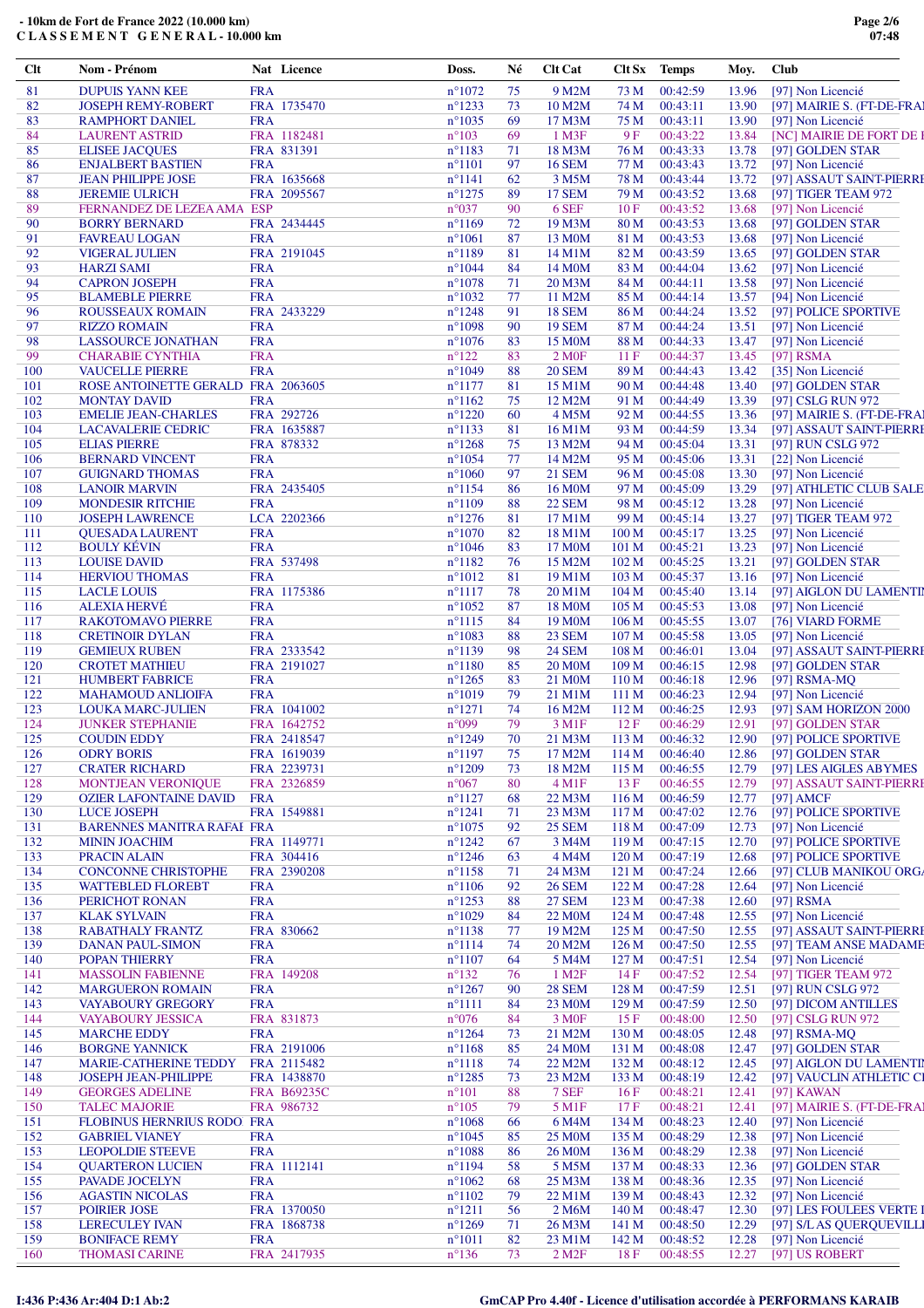- 10km de Fort de France 2022 (10.000 km)
C L A S S E M E N T G E N E R A L - 10.000 km

| Clt | Nom - Prénom | Nat | Licence | Doss. | Né | Clt Cat | Clt Sx | Temps | Moy. | Club |
|---|---|---|---|---|---|---|---|---|---|---|
| 81 | DUPUIS YANN KEE | FRA | | n°1072 | 75 | 9 M2M | 73 M | 00:42:59 | 13.96 | [97] Non Licencié |
| 82 | JOSEPH REMY-ROBERT | FRA | 1735470 | n°1233 | 73 | 10 M2M | 74 M | 00:43:11 | 13.90 | [97] MAIRIE S. (FT-DE-FRAI |
| 83 | RAMPHORT DANIEL | FRA | | n°1035 | 69 | 17 M3M | 75 M | 00:43:11 | 13.90 | [97] Non Licencié |
| 84 | LAURENT ASTRID | FRA | 1182481 | n°103 | 69 | 1 M3F | 9 F | 00:43:22 | 13.84 | [NC] MAIRIE DE FORT DE I |
| 85 | ELISEE JACQUES | FRA | 831391 | n°1183 | 71 | 18 M3M | 76 M | 00:43:33 | 13.78 | [97] GOLDEN STAR |
| 86 | ENJALBERT BASTIEN | FRA | | n°1101 | 97 | 16 SEM | 77 M | 00:43:43 | 13.72 | [97] Non Licencié |
| 87 | JEAN PHILIPPE JOSE | FRA | 1635668 | n°1141 | 62 | 3 M5M | 78 M | 00:43:44 | 13.72 | [97] ASSAUT SAINT-PIERRI |
| 88 | JEREMIE ULRICH | FRA | 2095567 | n°1275 | 89 | 17 SEM | 79 M | 00:43:52 | 13.68 | [97] TIGER TEAM 972 |
| 89 | FERNANDEZ DE LEZEA AMA | ESP | | n°037 | 90 | 6 SEF | 10 F | 00:43:52 | 13.68 | [97] Non Licencié |
| 90 | BORRY BERNARD | FRA | 2434445 | n°1169 | 72 | 19 M3M | 80 M | 00:43:53 | 13.68 | [97] GOLDEN STAR |
| 91 | FAVREAU LOGAN | FRA | | n°1061 | 87 | 13 M0M | 81 M | 00:43:53 | 13.68 | [97] Non Licencié |
| 92 | VIGERAL JULIEN | FRA | 2191045 | n°1189 | 81 | 14 M1M | 82 M | 00:43:59 | 13.65 | [97] GOLDEN STAR |
| 93 | HARZI SAMI | FRA | | n°1044 | 84 | 14 M0M | 83 M | 00:44:04 | 13.62 | [97] Non Licencié |
| 94 | CAPRON JOSEPH | FRA | | n°1078 | 71 | 20 M3M | 84 M | 00:44:11 | 13.58 | [97] Non Licencié |
| 95 | BLAMEBLE PIERRE | FRA | | n°1032 | 77 | 11 M2M | 85 M | 00:44:14 | 13.57 | [94] Non Licencié |
| 96 | ROUSSEAUX ROMAIN | FRA | 2433229 | n°1248 | 91 | 18 SEM | 86 M | 00:44:24 | 13.52 | [97] POLICE SPORTIVE |
| 97 | RIZZO ROMAIN | FRA | | n°1098 | 90 | 19 SEM | 87 M | 00:44:24 | 13.51 | [97] Non Licencié |
| 98 | LASSOURCE JONATHAN | FRA | | n°1076 | 83 | 15 M0M | 88 M | 00:44:33 | 13.47 | [97] Non Licencié |
| 99 | CHARABIE CYNTHIA | FRA | | n°122 | 83 | 2 M0F | 11 F | 00:44:37 | 13.45 | [97] RSMA |
| 100 | VAUCELLE PIERRE | FRA | | n°1049 | 88 | 20 SEM | 89 M | 00:44:43 | 13.42 | [35] Non Licencié |
| 101 | ROSE ANTOINETTE GERALD | FRA | 2063605 | n°1177 | 81 | 15 M1M | 90 M | 00:44:48 | 13.40 | [97] GOLDEN STAR |
| 102 | MONTAY DAVID | FRA | | n°1162 | 75 | 12 M2M | 91 M | 00:44:49 | 13.39 | [97] CSLG RUN 972 |
| 103 | EMELIE JEAN-CHARLES | FRA | 292726 | n°1220 | 60 | 4 M5M | 92 M | 00:44:55 | 13.36 | [97] MAIRIE S. (FT-DE-FRAI |
| 104 | LACAVALERIE CEDRIC | FRA | 1635887 | n°1133 | 81 | 16 M1M | 93 M | 00:44:59 | 13.34 | [97] ASSAUT SAINT-PIERRI |
| 105 | ELIAS PIERRE | FRA | 878332 | n°1268 | 75 | 13 M2M | 94 M | 00:45:04 | 13.31 | [97] RUN CSLG 972 |
| 106 | BERNARD VINCENT | FRA | | n°1054 | 77 | 14 M2M | 95 M | 00:45:06 | 13.31 | [22] Non Licencié |
| 107 | GUIGNARD THOMAS | FRA | | n°1060 | 97 | 21 SEM | 96 M | 00:45:08 | 13.30 | [97] Non Licencié |
| 108 | LANOIR MARVIN | FRA | 2435405 | n°1154 | 86 | 16 M0M | 97 M | 00:45:09 | 13.29 | [97] ATHLETIC CLUB SALE |
| 109 | MONDESIR RITCHIE | FRA | | n°1109 | 88 | 22 SEM | 98 M | 00:45:12 | 13.28 | [97] Non Licencié |
| 110 | JOSEPH LAWRENCE | LCA | 2202366 | n°1276 | 81 | 17 M1M | 99 M | 00:45:14 | 13.27 | [97] TIGER TEAM 972 |
| 111 | QUESADA LAURENT | FRA | | n°1070 | 82 | 18 M1M | 100 M | 00:45:17 | 13.25 | [97] Non Licencié |
| 112 | BOULY KÉVIN | FRA | | n°1046 | 83 | 17 M0M | 101 M | 00:45:21 | 13.23 | [97] Non Licencié |
| 113 | LOUISE DAVID | FRA | 537498 | n°1182 | 76 | 15 M2M | 102 M | 00:45:25 | 13.21 | [97] GOLDEN STAR |
| 114 | HERVIOU THOMAS | FRA | | n°1012 | 81 | 19 M1M | 103 M | 00:45:37 | 13.16 | [97] Non Licencié |
| 115 | LACLE LOUIS | FRA | 1175386 | n°1117 | 78 | 20 M1M | 104 M | 00:45:40 | 13.14 | [97] AIGLON DU LAMENTII |
| 116 | ALEXIA HERVÉ | FRA | | n°1052 | 87 | 18 M0M | 105 M | 00:45:53 | 13.08 | [97] Non Licencié |
| 117 | RAKOTOMAVO PIERRE | FRA | | n°1115 | 84 | 19 M0M | 106 M | 00:45:55 | 13.07 | [76] VIARD FORME |
| 118 | CRETINOIR DYLAN | FRA | | n°1083 | 88 | 23 SEM | 107 M | 00:45:58 | 13.05 | [97] Non Licencié |
| 119 | GEMIEUX RUBEN | FRA | 2333542 | n°1139 | 98 | 24 SEM | 108 M | 00:46:01 | 13.04 | [97] ASSAUT SAINT-PIERRI |
| 120 | CROTET MATHIEU | FRA | 2191027 | n°1180 | 85 | 20 M0M | 109 M | 00:46:15 | 12.98 | [97] GOLDEN STAR |
| 121 | HUMBERT FABRICE | FRA | | n°1265 | 83 | 21 M0M | 110 M | 00:46:18 | 12.96 | [97] RSMA-MQ |
| 122 | MAHAMOUD ANLIOIFA | FRA | | n°1019 | 79 | 21 M1M | 111 M | 00:46:23 | 12.94 | [97] Non Licencié |
| 123 | LOUKA MARC-JULIEN | FRA | 1041002 | n°1271 | 74 | 16 M2M | 112 M | 00:46:25 | 12.93 | [97] SAM HORIZON 2000 |
| 124 | JUNKER STEPHANIE | FRA | 1642752 | n°099 | 79 | 3 M1F | 12 F | 00:46:29 | 12.91 | [97] GOLDEN STAR |
| 125 | COUDIN EDDY | FRA | 2418547 | n°1249 | 70 | 21 M3M | 113 M | 00:46:32 | 12.90 | [97] POLICE SPORTIVE |
| 126 | ODRY BORIS | FRA | 1619039 | n°1197 | 75 | 17 M2M | 114 M | 00:46:40 | 12.86 | [97] GOLDEN STAR |
| 127 | CRATER RICHARD | FRA | 2239731 | n°1209 | 73 | 18 M2M | 115 M | 00:46:55 | 12.79 | [97] LES AIGLES ABYMES |
| 128 | MONTJEAN VERONIQUE | FRA | 2326859 | n°067 | 80 | 4 M1F | 13 F | 00:46:55 | 12.79 | [97] ASSAUT SAINT-PIERRI |
| 129 | OZIER LAFONTAINE DAVID | FRA | | n°1127 | 68 | 22 M3M | 116 M | 00:46:59 | 12.77 | [97] AMCF |
| 130 | LUCE JOSEPH | FRA | 1549881 | n°1241 | 71 | 23 M3M | 117 M | 00:47:02 | 12.76 | [97] POLICE SPORTIVE |
| 131 | BARENNES MANITRA RAFAI | FRA | | n°1075 | 92 | 25 SEM | 118 M | 00:47:09 | 12.73 | [97] Non Licencié |
| 132 | MININ JOACHIM | FRA | 1149771 | n°1242 | 67 | 3 M4M | 119 M | 00:47:15 | 12.70 | [97] POLICE SPORTIVE |
| 133 | PRACIN ALAIN | FRA | 304416 | n°1246 | 63 | 4 M4M | 120 M | 00:47:19 | 12.68 | [97] POLICE SPORTIVE |
| 134 | CONCONNE CHRISTOPHE | FRA | 2390208 | n°1158 | 71 | 24 M3M | 121 M | 00:47:24 | 12.66 | [97] CLUB MANIKOU ORGA |
| 135 | WATTEBLED FLOREBT | FRA | | n°1106 | 92 | 26 SEM | 122 M | 00:47:28 | 12.64 | [97] Non Licencié |
| 136 | PERICHOT RONAN | FRA | | n°1253 | 88 | 27 SEM | 123 M | 00:47:38 | 12.60 | [97] RSMA |
| 137 | KLAK SYLVAIN | FRA | | n°1029 | 84 | 22 M0M | 124 M | 00:47:48 | 12.55 | [97] Non Licencié |
| 138 | RABATHALY FRANTZ | FRA | 830662 | n°1138 | 77 | 19 M2M | 125 M | 00:47:50 | 12.55 | [97] ASSAUT SAINT-PIERRI |
| 139 | DANAN PAUL-SIMON | FRA | | n°1114 | 74 | 20 M2M | 126 M | 00:47:50 | 12.55 | [97] TEAM ANSE MADAME |
| 140 | POPAN THIERRY | FRA | | n°1107 | 64 | 5 M4M | 127 M | 00:47:51 | 12.54 | [97] Non Licencié |
| 141 | MASSOLIN FABIENNE | FRA | 149208 | n°132 | 76 | 1 M2F | 14 F | 00:47:52 | 12.54 | [97] TIGER TEAM 972 |
| 142 | MARGUERON ROMAIN | FRA | | n°1267 | 90 | 28 SEM | 128 M | 00:47:59 | 12.51 | [97] RUN CSLG 972 |
| 143 | VAYABOURY GREGORY | FRA | | n°1111 | 84 | 23 M0M | 129 M | 00:47:59 | 12.50 | [97] DICOM ANTILLES |
| 144 | VAYABOURY JESSICA | FRA | 831873 | n°076 | 84 | 3 M0F | 15 F | 00:48:00 | 12.50 | [97] CSLG RUN 972 |
| 145 | MARCHE EDDY | FRA | | n°1264 | 73 | 21 M2M | 130 M | 00:48:05 | 12.48 | [97] RSMA-MQ |
| 146 | BORGNE YANNICK | FRA | 2191006 | n°1168 | 85 | 24 M0M | 131 M | 00:48:08 | 12.47 | [97] GOLDEN STAR |
| 147 | MARIE-CATHERINE TEDDY | FRA | 2115482 | n°1118 | 74 | 22 M2M | 132 M | 00:48:12 | 12.45 | [97] AIGLON DU LAMENTII |
| 148 | JOSEPH JEAN-PHILIPPE | FRA | 1438870 | n°1285 | 73 | 23 M2M | 133 M | 00:48:19 | 12.42 | [97] VAUCLIN ATHLETIC CI |
| 149 | GEORGES ADELINE | FRA | B69235C | n°101 | 88 | 7 SEF | 16 F | 00:48:21 | 12.41 | [97] KAWAN |
| 150 | TALEC MAJORIE | FRA | 986732 | n°105 | 79 | 5 M1F | 17 F | 00:48:21 | 12.41 | [97] MAIRIE S. (FT-DE-FRAI |
| 151 | FLOBINUS HERNRIUS RODO | FRA | | n°1068 | 66 | 6 M4M | 134 M | 00:48:23 | 12.40 | [97] Non Licencié |
| 152 | GABRIEL VIANEY | FRA | | n°1045 | 85 | 25 M0M | 135 M | 00:48:29 | 12.38 | [97] Non Licencié |
| 153 | LEOPOLDIE STEEVE | FRA | | n°1088 | 86 | 26 M0M | 136 M | 00:48:29 | 12.38 | [97] Non Licencié |
| 154 | QUARTERON LUCIEN | FRA | 1112141 | n°1194 | 58 | 5 M5M | 137 M | 00:48:33 | 12.36 | [97] GOLDEN STAR |
| 155 | PAVADE JOCELYN | FRA | | n°1062 | 68 | 25 M3M | 138 M | 00:48:36 | 12.35 | [97] Non Licencié |
| 156 | AGASTIN NICOLAS | FRA | | n°1102 | 79 | 22 M1M | 139 M | 00:48:43 | 12.32 | [97] Non Licencié |
| 157 | POIRIER JOSE | FRA | 1370050 | n°1211 | 56 | 2 M6M | 140 M | 00:48:47 | 12.30 | [97] LES FOULEES VERTE I |
| 158 | LERECULEY IVAN | FRA | 1868738 | n°1269 | 71 | 26 M3M | 141 M | 00:48:50 | 12.29 | [97] S/L AS QUERQUEVILLI |
| 159 | BONIFACE REMY | FRA | | n°1011 | 82 | 23 M1M | 142 M | 00:48:52 | 12.28 | [97] Non Licencié |
| 160 | THOMASI CARINE | FRA | 2417935 | n°136 | 73 | 2 M2F | 18 F | 00:48:55 | 12.27 | [97] US ROBERT |

I:436 P:436 Ar:404 D:1 Ab:2

GmCAP Pro 4.40f - Licence d'utilisation accordée à PERFORMANS KARAIB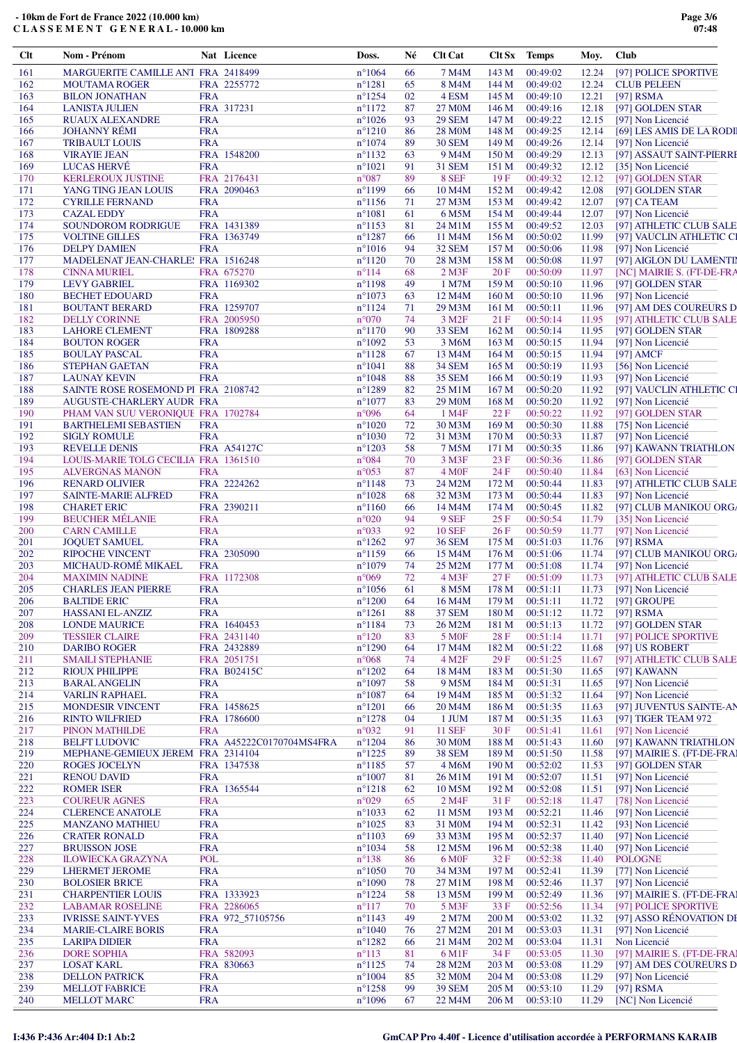# - 10km de Fort de France 2022 (10.000 km)

## C L A S S E M E N T G E N E R A L - 10.000 km

| Clt | Nom - Prénom | Nat | Licence | Doss. | Né | Clt Cat | Clt Sx | Temps | Moy. | Club |
|---|---|---|---|---|---|---|---|---|---|---|
| 161 | MARGUERITE CAMILLE ANT | FRA | 2418499 | n°1064 | 66 | 7 M4M | 143 M | 00:49:02 | 12.24 | [97] POLICE SPORTIVE |
| 162 | MOUTAMA ROGER | FRA | 2255772 | n°1281 | 65 | 8 M4M | 144 M | 00:49:02 | 12.24 | CLUB PELEEN |
| 163 | BILON JONATHAN | FRA | | n°1254 | 02 | 4 ESM | 145 M | 00:49:10 | 12.21 | [97] RSMA |
| 164 | LANISTA JULIEN | FRA | 317231 | n°1172 | 87 | 27 M0M | 146 M | 00:49:16 | 12.18 | [97] GOLDEN STAR |
| 165 | RUAUX ALEXANDRE | FRA | | n°1026 | 93 | 29 SEM | 147 M | 00:49:22 | 12.15 | [97] Non Licencié |
| 166 | JOHANNY RÉMI | FRA | | n°1210 | 86 | 28 M0M | 148 M | 00:49:25 | 12.14 | [69] LES AMIS DE LA RODII |
| 167 | TRIBAULT LOUIS | FRA | | n°1074 | 89 | 30 SEM | 149 M | 00:49:26 | 12.14 | [97] Non Licencié |
| 168 | VIRAYIE JEAN | FRA | 1548200 | n°1132 | 63 | 9 M4M | 150 M | 00:49:29 | 12.13 | [97] ASSAUT SAINT-PIERRI |
| 169 | LUCAS HERVÉ | FRA | | n°1021 | 91 | 31 SEM | 151 M | 00:49:32 | 12.12 | [35] Non Licencié |
| 170 | KERLEROUX JUSTINE | FRA | 2176431 | n°087 | 89 | 8 SEF | 19 F | 00:49:32 | 12.12 | [97] GOLDEN STAR |
| 171 | YANG TING JEAN LOUIS | FRA | 2090463 | n°1199 | 66 | 10 M4M | 152 M | 00:49:42 | 12.08 | [97] GOLDEN STAR |
| 172 | CYRILLE FERNAND | FRA | | n°1156 | 71 | 27 M3M | 153 M | 00:49:42 | 12.07 | [97] CA TEAM |
| 173 | CAZAL EDDY | FRA | | n°1081 | 61 | 6 M5M | 154 M | 00:49:44 | 12.07 | [97] Non Licencié |
| 174 | SOUNDOROM RODRIGUE | FRA | 1431389 | n°1153 | 81 | 24 M1M | 155 M | 00:49:52 | 12.03 | [97] ATHLETIC CLUB SALE |
| 175 | VOLTINE GILLES | FRA | 1363749 | n°1287 | 66 | 11 M4M | 156 M | 00:50:02 | 11.99 | [97] VAUCLIN ATHLETIC CI |
| 176 | DELPY DAMIEN | FRA | | n°1016 | 94 | 32 SEM | 157 M | 00:50:06 | 11.98 | [97] Non Licencié |
| 177 | MADELENAT JEAN-CHARLES | FRA | 1516248 | n°1120 | 70 | 28 M3M | 158 M | 00:50:08 | 11.97 | [97] AIGLON DU LAMENTIN |
| 178 | CINNA MURIEL | FRA | 675270 | n°114 | 68 | 2 M3F | 20 F | 00:50:09 | 11.97 | [NC] MAIRIE S. (FT-DE-FRA |
| 179 | LEVY GABRIEL | FRA | 1169302 | n°1198 | 49 | 1 M7M | 159 M | 00:50:10 | 11.96 | [97] GOLDEN STAR |
| 180 | BECHET EDOUARD | FRA | | n°1073 | 63 | 12 M4M | 160 M | 00:50:10 | 11.96 | [97] Non Licencié |
| 181 | BOUTANT BERARD | FRA | 1259707 | n°1124 | 71 | 29 M3M | 161 M | 00:50:11 | 11.96 | [97] AM DES COUREURS D |
| 182 | DELLY CORINNE | FRA | 2005950 | n°070 | 74 | 3 M2F | 21 F | 00:50:14 | 11.95 | [97] ATHLETIC CLUB SALE |
| 183 | LAHORE CLEMENT | FRA | 1809288 | n°1170 | 90 | 33 SEM | 162 M | 00:50:14 | 11.95 | [97] GOLDEN STAR |
| 184 | BOUTON ROGER | FRA | | n°1092 | 53 | 3 M6M | 163 M | 00:50:15 | 11.94 | [97] Non Licencié |
| 185 | BOULAY PASCAL | FRA | | n°1128 | 67 | 13 M4M | 164 M | 00:50:15 | 11.94 | [97] AMCF |
| 186 | STEPHAN GAETAN | FRA | | n°1041 | 88 | 34 SEM | 165 M | 00:50:19 | 11.93 | [56] Non Licencié |
| 187 | LAUNAY KEVIN | FRA | | n°1048 | 88 | 35 SEM | 166 M | 00:50:19 | 11.93 | [97] Non Licencié |
| 188 | SAINTE ROSE ROSEMOND PI | FRA | 2108742 | n°1289 | 82 | 25 M1M | 167 M | 00:50:20 | 11.92 | [97] VAUCLIN ATHLETIC CI |
| 189 | AUGUSTE-CHARLERY AUDR | FRA | | n°1077 | 83 | 29 M0M | 168 M | 00:50:20 | 11.92 | [97] Non Licencié |
| 190 | PHAM VAN SUU VERONIQUE | FRA | 1702784 | n°096 | 64 | 1 M4F | 22 F | 00:50:22 | 11.92 | [97] GOLDEN STAR |
| 191 | BARTHELEMI SEBASTIEN | FRA | | n°1020 | 72 | 30 M3M | 169 M | 00:50:30 | 11.88 | [75] Non Licencié |
| 192 | SIGLY ROMULE | FRA | | n°1030 | 72 | 31 M3M | 170 M | 00:50:33 | 11.87 | [97] Non Licencié |
| 193 | REVELLE DENIS | FRA | A54127C | n°1203 | 58 | 7 M5M | 171 M | 00:50:35 | 11.86 | [97] KAWANN TRIATHLON |
| 194 | LOUIS-MARIE TOLG CECILIA | FRA | 1361510 | n°084 | 70 | 3 M3F | 23 F | 00:50:36 | 11.86 | [97] GOLDEN STAR |
| 195 | ALVERGNAS MANON | FRA | | n°053 | 87 | 4 M0F | 24 F | 00:50:40 | 11.84 | [63] Non Licencié |
| 196 | RENARD OLIVIER | FRA | 2224262 | n°1148 | 73 | 24 M2M | 172 M | 00:50:44 | 11.83 | [97] ATHLETIC CLUB SALE |
| 197 | SAINTE-MARIE ALFRED | FRA | | n°1028 | 68 | 32 M3M | 173 M | 00:50:44 | 11.83 | [97] Non Licencié |
| 198 | CHARET ERIC | FRA | 2390211 | n°1160 | 66 | 14 M4M | 174 M | 00:50:45 | 11.82 | [97] CLUB MANIKOU ORGA |
| 199 | BEUCHER MÉLANIE | FRA | | n°020 | 94 | 9 SEF | 25 F | 00:50:54 | 11.79 | [35] Non Licencié |
| 200 | CARN CAMILLE | FRA | | n°033 | 92 | 10 SEF | 26 F | 00:50:59 | 11.77 | [97] Non Licencié |
| 201 | JOQUET SAMUEL | FRA | | n°1262 | 97 | 36 SEM | 175 M | 00:51:03 | 11.76 | [97] RSMA |
| 202 | RIPOCHE VINCENT | FRA | 2305090 | n°1159 | 66 | 15 M4M | 176 M | 00:51:06 | 11.74 | [97] CLUB MANIKOU ORGA |
| 203 | MICHAUD-ROMÉ MIKAEL | FRA | | n°1079 | 74 | 25 M2M | 177 M | 00:51:08 | 11.74 | [97] Non Licencié |
| 204 | MAXIMIN NADINE | FRA | 1172308 | n°069 | 72 | 4 M3F | 27 F | 00:51:09 | 11.73 | [97] ATHLETIC CLUB SALE |
| 205 | CHARLES JEAN PIERRE | FRA | | n°1056 | 61 | 8 M5M | 178 M | 00:51:11 | 11.73 | [97] Non Licencié |
| 206 | BALTIDE ERIC | FRA | | n°1200 | 64 | 16 M4M | 179 M | 00:51:11 | 11.72 | [97] GROUPE |
| 207 | HASSANI EL-ANZIZ | FRA | | n°1261 | 88 | 37 SEM | 180 M | 00:51:12 | 11.72 | [97] RSMA |
| 208 | LONDE MAURICE | FRA | 1640453 | n°1184 | 73 | 26 M2M | 181 M | 00:51:13 | 11.72 | [97] GOLDEN STAR |
| 209 | TESSIER CLAIRE | FRA | 2431140 | n°120 | 83 | 5 M0F | 28 F | 00:51:14 | 11.71 | [97] POLICE SPORTIVE |
| 210 | DARIBO ROGER | FRA | 2432889 | n°1290 | 64 | 17 M4M | 182 M | 00:51:22 | 11.68 | [97] US ROBERT |
| 211 | SMAILI STEPHANIE | FRA | 2051751 | n°068 | 74 | 4 M2F | 29 F | 00:51:25 | 11.67 | [97] ATHLETIC CLUB SALE |
| 212 | RIOUX PHILIPPE | FRA | B02415C | n°1202 | 64 | 18 M4M | 183 M | 00:51:30 | 11.65 | [97] KAWANN |
| 213 | BARAL ANGELIN | FRA | | n°1097 | 58 | 9 M5M | 184 M | 00:51:31 | 11.65 | [97] Non Licencié |
| 214 | VARLIN RAPHAEL | FRA | | n°1087 | 64 | 19 M4M | 185 M | 00:51:32 | 11.64 | [97] Non Licencié |
| 215 | MONDESIR VINCENT | FRA | 1458625 | n°1201 | 66 | 20 M4M | 186 M | 00:51:35 | 11.63 | [97] JUVENTUS SAINTE-AN |
| 216 | RINTO WILFRIED | FRA | 1786600 | n°1278 | 04 | 1 JUM | 187 M | 00:51:35 | 11.63 | [97] TIGER TEAM 972 |
| 217 | PINON MATHILDE | FRA | | n°032 | 91 | 11 SEF | 30 F | 00:51:41 | 11.61 | [97] Non Licencié |
| 218 | BELFT LUDOVIC | FRA | A45222C0170704MS4FRA | n°1204 | 86 | 30 M0M | 188 M | 00:51:43 | 11.60 | [97] KAWANN TRIATHLON |
| 219 | MEPHANE-GEMIEUX JEREM | FRA | 2314104 | n°1225 | 89 | 38 SEM | 189 M | 00:51:50 | 11.58 | [97] MAIRIE S. (FT-DE-FRA |
| 220 | ROGES JOCELYN | FRA | 1347538 | n°1185 | 57 | 4 M6M | 190 M | 00:52:02 | 11.53 | [97] GOLDEN STAR |
| 221 | RENOU DAVID | FRA | | n°1007 | 81 | 26 M1M | 191 M | 00:52:07 | 11.51 | [97] Non Licencié |
| 222 | ROMER ISER | FRA | 1365544 | n°1218 | 62 | 10 M5M | 192 M | 00:52:08 | 11.51 | [97] Non Licencié |
| 223 | COUREUR AGNES | FRA | | n°029 | 65 | 2 M4F | 31 F | 00:52:18 | 11.47 | [78] Non Licencié |
| 224 | CLERENCE ANATOLE | FRA | | n°1033 | 62 | 11 M5M | 193 M | 00:52:21 | 11.46 | [97] Non Licencié |
| 225 | MANZANO MATHIEU | FRA | | n°1025 | 83 | 31 M0M | 194 M | 00:52:31 | 11.42 | [93] Non Licencié |
| 226 | CRATER RONALD | FRA | | n°1103 | 69 | 33 M3M | 195 M | 00:52:37 | 11.40 | [97] Non Licencié |
| 227 | BRUISSON JOSE | FRA | | n°1034 | 58 | 12 M5M | 196 M | 00:52:38 | 11.40 | [97] Non Licencié |
| 228 | ILOWIECKA GRAZYNA | POL | | n°138 | 86 | 6 M0F | 32 F | 00:52:38 | 11.40 | POLOGNE |
| 229 | LHERMET JEROME | FRA | | n°1050 | 70 | 34 M3M | 197 M | 00:52:41 | 11.39 | [97] Non Licencié |
| 230 | BOLOSIER BRICE | FRA | | n°1090 | 78 | 27 M1M | 198 M | 00:52:46 | 11.37 | [97] Non Licencié |
| 231 | CHARPENTIER LOUIS | FRA | 1333923 | n°1224 | 58 | 13 M5M | 199 M | 00:52:49 | 11.36 | [97] MAIRIE S. (FT-DE-FRA |
| 232 | LABAMAR ROSELINE | FRA | 2286065 | n°117 | 70 | 5 M3F | 33 F | 00:52:56 | 11.34 | [97] POLICE SPORTIVE |
| 233 | IVRISSE SAINT-YVES | FRA | 972_57105756 | n°1143 | 49 | 2 M7M | 200 M | 00:53:02 | 11.32 | [97] ASSO RÉNOVATION DE |
| 234 | MARIE-CLAIRE BORIS | FRA | | n°1040 | 76 | 27 M2M | 201 M | 00:53:03 | 11.31 | [97] Non Licencié |
| 235 | LARIPA DIDIER | FRA | | n°1282 | 66 | 21 M4M | 202 M | 00:53:04 | 11.31 | Non Licencié |
| 236 | DORE SOPHIA | FRA | 582093 | n°113 | 81 | 6 M1F | 34 F | 00:53:05 | 11.30 | [97] MAIRIE S. (FT-DE-FRA |
| 237 | LOSAT KARL | FRA | 830663 | n°1125 | 74 | 28 M2M | 203 M | 00:53:08 | 11.29 | [97] AM DES COUREURS D |
| 238 | DELLON PATRICK | FRA | | n°1004 | 85 | 32 M0M | 204 M | 00:53:08 | 11.29 | [97] Non Licencié |
| 239 | MELLOT FABRICE | FRA | | n°1258 | 99 | 39 SEM | 205 M | 00:53:10 | 11.29 | [97] RSMA |
| 240 | MELLOT MARC | FRA | | n°1096 | 67 | 22 M4M | 206 M | 00:53:10 | 11.29 | [NC] Non Licencié |

I:436 P:436 Ar:404 D:1 Ab:2

GmCAP Pro 4.40f - Licence d'utilisation accordée à PERFORMANS KARAIB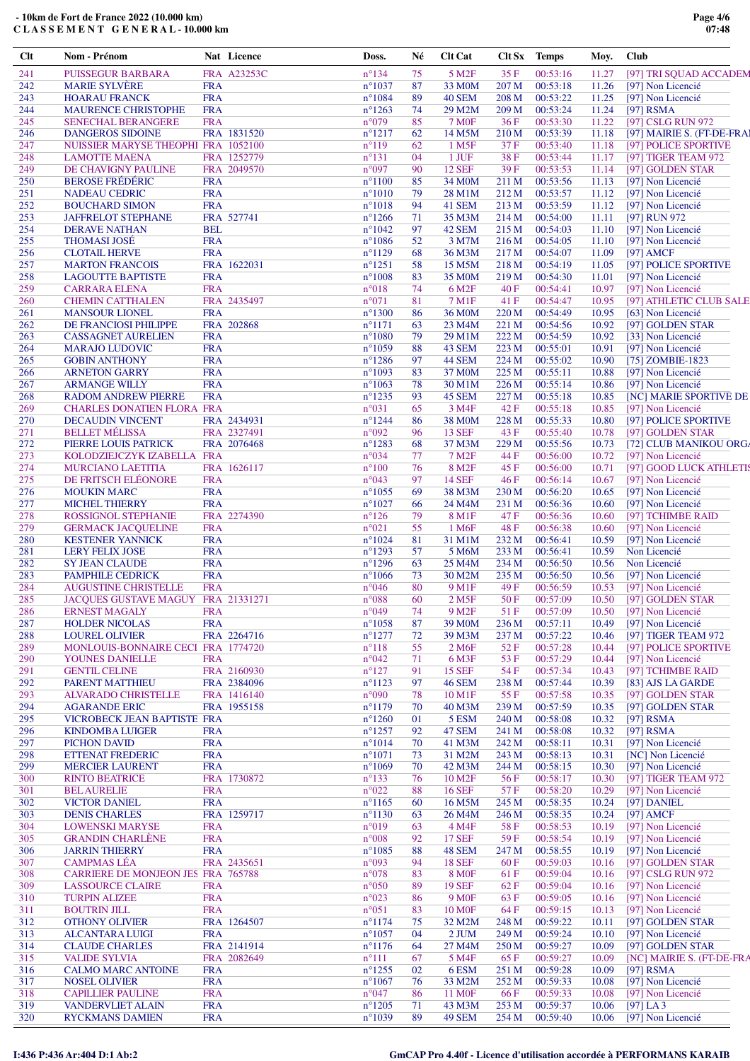- 10km de Fort de France 2022 (10.000 km)
C L A S S E M E N T   G E N E R A L - 10.000 km

| Clt | Nom - Prénom | Nat | Licence | Doss. | Né | Clt Cat | Clt Sx | Temps | Moy. | Club |
|---|---|---|---|---|---|---|---|---|---|---|
| 241 | PUISSEGUR BARBARA | FRA | A23253C | n°134 | 75 | 5 M2F | 35 F | 00:53:16 | 11.27 | [97] TRI SQUAD ACCADEM |
| 242 | MARIE SYLVÈRE | FRA | | n°1037 | 87 | 33 M0M | 207 M | 00:53:18 | 11.26 | [97] Non Licencié |
| 243 | HOARAU FRANCK | FRA | | n°1084 | 89 | 40 SEM | 208 M | 00:53:22 | 11.25 | [97] Non Licencié |
| 244 | MAURENCE CHRISTOPHE | FRA | | n°1263 | 74 | 29 M2M | 209 M | 00:53:24 | 11.24 | [97] RSMA |
| 245 | SENECHAL BERANGERE | FRA | | n°079 | 85 | 7 M0F | 36 F | 00:53:30 | 11.22 | [97] CSLG RUN 972 |
| 246 | DANGEROS SIDOINE | FRA | 1831520 | n°1217 | 62 | 14 M5M | 210 M | 00:53:39 | 11.18 | [97] MAIRIE S. (FT-DE-FRA |
| 247 | NUISSIER MARYSE THEOPHI | FRA | 1052100 | n°119 | 62 | 1 M5F | 37 F | 00:53:40 | 11.18 | [97] POLICE SPORTIVE |
| 248 | LAMOTTE MAENA | FRA | 1252779 | n°131 | 04 | 1 JUF | 38 F | 00:53:44 | 11.17 | [97] TIGER TEAM 972 |
| 249 | DE CHAVIGNY PAULINE | FRA | 2049570 | n°097 | 90 | 12 SEF | 39 F | 00:53:53 | 11.14 | [97] GOLDEN STAR |
| 250 | BEROSE FRÉDÉRIC | FRA | | n°1100 | 85 | 34 M0M | 211 M | 00:53:56 | 11.13 | [97] Non Licencié |
| 251 | NADEAU CEDRIC | FRA | | n°1010 | 79 | 28 M1M | 212 M | 00:53:57 | 11.12 | [97] Non Licencié |
| 252 | BOUCHARD SIMON | FRA | | n°1018 | 94 | 41 SEM | 213 M | 00:53:59 | 11.12 | [97] Non Licencié |
| 253 | JAFFRELOT STEPHANE | FRA | 527741 | n°1266 | 71 | 35 M3M | 214 M | 00:54:00 | 11.11 | [97] RUN 972 |
| 254 | DERAVE NATHAN | BEL | | n°1042 | 97 | 42 SEM | 215 M | 00:54:03 | 11.10 | [97] Non Licencié |
| 255 | THOMASI JOSÉ | FRA | | n°1086 | 52 | 3 M7M | 216 M | 00:54:05 | 11.10 | [97] Non Licencié |
| 256 | CLOTAIL HERVE | FRA | | n°1129 | 68 | 36 M3M | 217 M | 00:54:07 | 11.09 | [97] AMCF |
| 257 | MARTON FRANCOIS | FRA | 1622031 | n°1251 | 58 | 15 M5M | 218 M | 00:54:19 | 11.05 | [97] POLICE SPORTIVE |
| 258 | LAGOUTTE BAPTISTE | FRA | | n°1008 | 83 | 35 M0M | 219 M | 00:54:30 | 11.01 | [97] Non Licencié |
| 259 | CARRARA ELENA | FRA | | n°018 | 74 | 6 M2F | 40 F | 00:54:41 | 10.97 | [97] Non Licencié |
| 260 | CHEMIN CATTHALEN | FRA | 2435497 | n°071 | 81 | 7 M1F | 41 F | 00:54:47 | 10.95 | [97] ATHLETIC CLUB SALE |
| 261 | MANSOUR LIONEL | FRA | | n°1300 | 86 | 36 M0M | 220 M | 00:54:49 | 10.95 | [63] Non Licencié |
| 262 | DE FRANCIOSI PHILIPPE | FRA | 202868 | n°1171 | 63 | 23 M4M | 221 M | 00:54:56 | 10.92 | [97] GOLDEN STAR |
| 263 | CASSAGNET AURELIEN | FRA | | n°1080 | 79 | 29 M1M | 222 M | 00:54:59 | 10.92 | [33] Non Licencié |
| 264 | MARAJO LUDOVIC | FRA | | n°1059 | 88 | 43 SEM | 223 M | 00:55:01 | 10.91 | [97] Non Licencié |
| 265 | GOBIN ANTHONY | FRA | | n°1286 | 97 | 44 SEM | 224 M | 00:55:02 | 10.90 | [75] ZOMBIE-1823 |
| 266 | ARNETON GARRY | FRA | | n°1093 | 83 | 37 M0M | 225 M | 00:55:11 | 10.88 | [97] Non Licencié |
| 267 | ARMANGE WILLY | FRA | | n°1063 | 78 | 30 M1M | 226 M | 00:55:14 | 10.86 | [97] Non Licencié |
| 268 | RADOM ANDREW PIERRE | FRA | | n°1235 | 93 | 45 SEM | 227 M | 00:55:18 | 10.85 | [NC] MARIE SPORTIVE DE |
| 269 | CHARLES DONATIEN FLORA | FRA | | n°031 | 65 | 3 M4F | 42 F | 00:55:18 | 10.85 | [97] Non Licencié |
| 270 | DECAUDIN VINCENT | FRA | 2434931 | n°1244 | 86 | 38 M0M | 228 M | 00:55:33 | 10.80 | [97] POLICE SPORTIVE |
| 271 | BELLET MÉLISSA | FRA | 2327491 | n°092 | 96 | 13 SEF | 43 F | 00:55:40 | 10.78 | [97] GOLDEN STAR |
| 272 | PIERRE LOUIS PATRICK | FRA | 2076468 | n°1283 | 68 | 37 M3M | 229 M | 00:55:56 | 10.73 | [72] CLUB MANIKOU ORG |
| 273 | KOLODZIEJCZYK IZABELLA | FRA | | n°034 | 77 | 7 M2F | 44 F | 00:56:00 | 10.72 | [97] Non Licencié |
| 274 | MURCIANO LAETITIA | FRA | 1626117 | n°100 | 76 | 8 M2F | 45 F | 00:56:00 | 10.71 | [97] GOOD LUCK ATHLETIS |
| 275 | DE FRITSCH ELÉONORE | FRA | | n°043 | 97 | 14 SEF | 46 F | 00:56:14 | 10.67 | [97] Non Licencié |
| 276 | MOUKIN MARC | FRA | | n°1055 | 69 | 38 M3M | 230 M | 00:56:20 | 10.65 | [97] Non Licencié |
| 277 | MICHEL THIERRY | FRA | | n°1027 | 66 | 24 M4M | 231 M | 00:56:36 | 10.60 | [97] Non Licencié |
| 278 | ROSSIGNOL STEPHANIE | FRA | 2274390 | n°126 | 79 | 8 M1F | 47 F | 00:56:36 | 10.60 | [97] TCHIMBE RAID |
| 279 | GERMACK JACQUELINE | FRA | | n°021 | 55 | 1 M6F | 48 F | 00:56:38 | 10.60 | [97] Non Licencié |
| 280 | KESTENER YANNICK | FRA | | n°1024 | 81 | 31 M1M | 232 M | 00:56:41 | 10.59 | [97] Non Licencié |
| 281 | LERY FELIX JOSE | FRA | | n°1293 | 57 | 5 M6M | 233 M | 00:56:41 | 10.59 | Non Licencié |
| 282 | SY JEAN CLAUDE | FRA | | n°1296 | 63 | 25 M4M | 234 M | 00:56:50 | 10.56 | Non Licencié |
| 283 | PAMPHILE CEDRICK | FRA | | n°1066 | 73 | 30 M2M | 235 M | 00:56:50 | 10.56 | [97] Non Licencié |
| 284 | AUGUSTINE CHRISTELLE | FRA | | n°046 | 80 | 9 M1F | 49 F | 00:56:59 | 10.53 | [97] Non Licencié |
| 285 | JACQUES GUSTAVE MAGUY | FRA | 21331271 | n°088 | 60 | 2 M5F | 50 F | 00:57:09 | 10.50 | [97] GOLDEN STAR |
| 286 | ERNEST MAGALY | FRA | | n°049 | 74 | 9 M2F | 51 F | 00:57:09 | 10.50 | [97] Non Licencié |
| 287 | HOLDER NICOLAS | FRA | | n°1058 | 87 | 39 M0M | 236 M | 00:57:11 | 10.49 | [97] Non Licencié |
| 288 | LOUREL OLIVIER | FRA | 2264716 | n°1277 | 72 | 39 M3M | 237 M | 00:57:22 | 10.46 | [97] TIGER TEAM 972 |
| 289 | MONLOUIS-BONNAIRE CECI | FRA | 1774720 | n°118 | 55 | 2 M6F | 52 F | 00:57:28 | 10.44 | [97] POLICE SPORTIVE |
| 290 | YOUNES DANIELLE | FRA | | n°042 | 71 | 6 M3F | 53 F | 00:57:29 | 10.44 | [97] Non Licencié |
| 291 | GENTIL CELINE | FRA | 2160930 | n°127 | 91 | 15 SEF | 54 F | 00:57:34 | 10.43 | [97] TCHIMBE RAID |
| 292 | PARENT MATTHIEU | FRA | 2384096 | n°1123 | 97 | 46 SEM | 238 M | 00:57:44 | 10.39 | [83] AJS LA GARDE |
| 293 | ALVARADO CHRISTELLE | FRA | 1416140 | n°090 | 78 | 10 M1F | 55 F | 00:57:58 | 10.35 | [97] GOLDEN STAR |
| 294 | AGARANDE ERIC | FRA | 1955158 | n°1179 | 70 | 40 M3M | 239 M | 00:57:59 | 10.35 | [97] GOLDEN STAR |
| 295 | VICROBECK JEAN BAPTISTE | FRA | | n°1260 | 01 | 5 ESM | 240 M | 00:58:08 | 10.32 | [97] RSMA |
| 296 | KINDOMBA LUIGER | FRA | | n°1257 | 92 | 47 SEM | 241 M | 00:58:08 | 10.32 | [97] RSMA |
| 297 | PICHON DAVID | FRA | | n°1014 | 70 | 41 M3M | 242 M | 00:58:11 | 10.31 | [97] Non Licencié |
| 298 | ETTENAT FREDERIC | FRA | | n°1071 | 73 | 31 M2M | 243 M | 00:58:13 | 10.31 | [NC] Non Licencié |
| 299 | MERCIER LAURENT | FRA | | n°1069 | 70 | 42 M3M | 244 M | 00:58:15 | 10.30 | [97] Non Licencié |
| 300 | RINTO BEATRICE | FRA | 1730872 | n°133 | 76 | 10 M2F | 56 F | 00:58:17 | 10.30 | [97] TIGER TEAM 972 |
| 301 | BEL AURELIE | FRA | | n°022 | 88 | 16 SEF | 57 F | 00:58:20 | 10.29 | [97] Non Licencié |
| 302 | VICTOR DANIEL | FRA | | n°1165 | 60 | 16 M5M | 245 M | 00:58:35 | 10.24 | [97] DANIEL |
| 303 | DENIS CHARLES | FRA | 1259717 | n°1130 | 63 | 26 M4M | 246 M | 00:58:35 | 10.24 | [97] AMCF |
| 304 | LOWENSKI MARYSE | FRA | | n°019 | 63 | 4 M4F | 58 F | 00:58:53 | 10.19 | [97] Non Licencié |
| 305 | GRANDIN CHARLÈNE | FRA | | n°008 | 92 | 17 SEF | 59 F | 00:58:54 | 10.19 | [97] Non Licencié |
| 306 | JARRIN THIERRY | FRA | | n°1085 | 88 | 48 SEM | 247 M | 00:58:55 | 10.19 | [97] Non Licencié |
| 307 | CAMPMAS LÉA | FRA | 2435651 | n°093 | 94 | 18 SEF | 60 F | 00:59:03 | 10.16 | [97] GOLDEN STAR |
| 308 | CARRIERE DE MONJEON JES | FRA | 765788 | n°078 | 83 | 8 M0F | 61 F | 00:59:04 | 10.16 | [97] CSLG RUN 972 |
| 309 | LASSOURCE CLAIRE | FRA | | n°050 | 89 | 19 SEF | 62 F | 00:59:04 | 10.16 | [97] Non Licencié |
| 310 | TURPIN ALIZEE | FRA | | n°023 | 86 | 9 M0F | 63 F | 00:59:05 | 10.16 | [97] Non Licencié |
| 311 | BOUTRIN JILL | FRA | | n°051 | 83 | 10 M0F | 64 F | 00:59:15 | 10.13 | [97] Non Licencié |
| 312 | OTHONY OLIVIER | FRA | 1264507 | n°1174 | 75 | 32 M2M | 248 M | 00:59:22 | 10.11 | [97] GOLDEN STAR |
| 313 | ALCANTARA LUIGI | FRA | | n°1057 | 04 | 2 JUM | 249 M | 00:59:24 | 10.10 | [97] Non Licencié |
| 314 | CLAUDE CHARLES | FRA | 2141914 | n°1176 | 64 | 27 M4M | 250 M | 00:59:27 | 10.09 | [97] GOLDEN STAR |
| 315 | VALIDE SYLVIA | FRA | 2082649 | n°111 | 67 | 5 M4F | 65 F | 00:59:27 | 10.09 | [NC] MAIRIE S. (FT-DE-FRA |
| 316 | CALMO MARC ANTOINE | FRA | | n°1255 | 02 | 6 ESM | 251 M | 00:59:28 | 10.09 | [97] RSMA |
| 317 | NOSEL OLIVIER | FRA | | n°1067 | 76 | 33 M2M | 252 M | 00:59:33 | 10.08 | [97] Non Licencié |
| 318 | CAPILLIER PAULINE | FRA | | n°047 | 86 | 11 M0F | 66 F | 00:59:33 | 10.08 | [97] Non Licencié |
| 319 | VANDERVLIET ALAIN | FRA | | n°1205 | 71 | 43 M3M | 253 M | 00:59:37 | 10.06 | [97] LA 3 |
| 320 | RYCKMANS DAMIEN | FRA | | n°1039 | 89 | 49 SEM | 254 M | 00:59:40 | 10.06 | [97] Non Licencié |

I:436 P:436 Ar:404 D:1 Ab:2 — GmCAP Pro 4.40f - Licence d'utilisation accordée à PERFORMANS KARAIB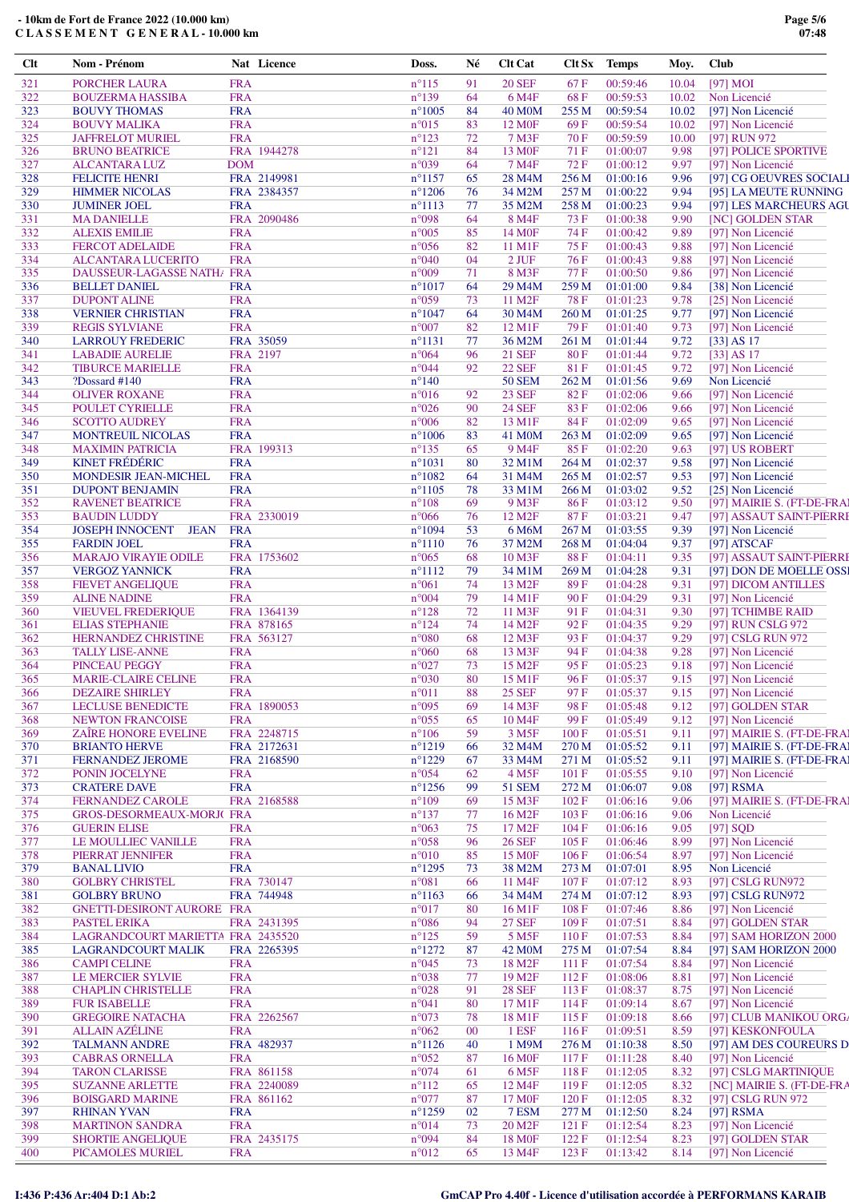**- 10km de Fort de France 2022 (10.000 km)**
**C L A S S E M E N T G E N E R A L - 10.000 km**

| Clt | Nom - Prénom | Nat | Licence | Doss. | Né | Clt Cat | Clt Sx | Temps | Moy. | Club |
|---|---|---|---|---|---|---|---|---|---|---|
| 321 | PORCHER LAURA | FRA | | n°115 | 91 | 20 SEF | 67 F | 00:59:46 | 10.04 | [97] MOI |
| 322 | BOUZERMA HASSIBA | FRA | | n°139 | 64 | 6 M4F | 68 F | 00:59:53 | 10.02 | Non Licencié |
| 323 | BOUVY THOMAS | FRA | | n°1005 | 84 | 40 M0M | 255 M | 00:59:54 | 10.02 | [97] Non Licencié |
| 324 | BOUVY MALIKA | FRA | | n°015 | 83 | 12 M0F | 69 F | 00:59:54 | 10.02 | [97] Non Licencié |
| 325 | JAFFRELOT MURIEL | FRA | | n°123 | 72 | 7 M3F | 70 F | 00:59:59 | 10.00 | [97] RUN 972 |
| 326 | BRUNO BEATRICE | FRA | 1944278 | n°121 | 84 | 13 M0F | 71 F | 01:00:07 | 9.98 | [97] POLICE SPORTIVE |
| 327 | ALCANTARA LUZ | DOM | | n°039 | 64 | 7 M4F | 72 F | 01:00:12 | 9.97 | [97] Non Licencié |
| 328 | FELICITE HENRI | FRA | 2149981 | n°1157 | 65 | 28 M4M | 256 M | 01:00:16 | 9.96 | [97] CG OEUVRES SOCIALI |
| 329 | HIMMER NICOLAS | FRA | 2384357 | n°1206 | 76 | 34 M2M | 257 M | 01:00:22 | 9.94 | [95] LA MEUTE RUNNING |
| 330 | JUMINER JOEL | FRA | | n°1113 | 77 | 35 M2M | 258 M | 01:00:23 | 9.94 | [97] LES MARCHEURS AGU |
| 331 | MA DANIELLE | FRA | 2090486 | n°098 | 64 | 8 M4F | 73 F | 01:00:38 | 9.90 | [NC] GOLDEN STAR |
| 332 | ALEXIS EMILIE | FRA | | n°005 | 85 | 14 M0F | 74 F | 01:00:42 | 9.89 | [97] Non Licencié |
| 333 | FERCOT ADELAIDE | FRA | | n°056 | 82 | 11 M1F | 75 F | 01:00:43 | 9.88 | [97] Non Licencié |
| 334 | ALCANTARA LUCERITO | FRA | | n°040 | 04 | 2 JUF | 76 F | 01:00:43 | 9.88 | [97] Non Licencié |
| 335 | DAUSSEUR-LAGASSE NATHA | FRA | | n°009 | 71 | 8 M3F | 77 F | 01:00:50 | 9.86 | [97] Non Licencié |
| 336 | BELLET DANIEL | FRA | | n°1017 | 64 | 29 M4M | 259 M | 01:01:00 | 9.84 | [38] Non Licencié |
| 337 | DUPONT ALINE | FRA | | n°059 | 73 | 11 M2F | 78 F | 01:01:23 | 9.78 | [25] Non Licencié |
| 338 | VERNIER CHRISTIAN | FRA | | n°1047 | 64 | 30 M4M | 260 M | 01:01:25 | 9.77 | [97] Non Licencié |
| 339 | REGIS SYLVIANE | FRA | | n°007 | 82 | 12 M1F | 79 F | 01:01:40 | 9.73 | [97] Non Licencié |
| 340 | LARROUY FREDERIC | FRA | 35059 | n°1131 | 77 | 36 M2M | 261 M | 01:01:44 | 9.72 | [33] AS 17 |
| 341 | LABADIE AURELIE | FRA | 2197 | n°064 | 96 | 21 SEF | 80 F | 01:01:44 | 9.72 | [33] AS 17 |
| 342 | TIBURCE MARIELLE | FRA | | n°044 | 92 | 22 SEF | 81 F | 01:01:45 | 9.72 | [97] Non Licencié |
| 343 | ?Dossard #140 | | | n°140 | | 50 SEM | 262 M | 01:01:56 | 9.69 | Non Licencié |
| 344 | OLIVER ROXANE | FRA | | n°016 | 92 | 23 SEF | 82 F | 01:02:06 | 9.66 | [97] Non Licencié |
| 345 | POULET CYRIELLE | FRA | | n°026 | 90 | 24 SEF | 83 F | 01:02:06 | 9.66 | [97] Non Licencié |
| 346 | SCOTTO AUDREY | FRA | | n°006 | 82 | 13 M1F | 84 F | 01:02:09 | 9.65 | [97] Non Licencié |
| 347 | MONTREUIL NICOLAS | FRA | | n°1006 | 83 | 41 M0M | 263 M | 01:02:09 | 9.65 | [97] Non Licencié |
| 348 | MAXIMIN PATRICIA | FRA | 199313 | n°135 | 65 | 9 M4F | 85 F | 01:02:20 | 9.63 | [97] US ROBERT |
| 349 | KINET FRÉDÉRIC | FRA | | n°1031 | 80 | 32 M1M | 264 M | 01:02:37 | 9.58 | [97] Non Licencié |
| 350 | MONDESIR JEAN-MICHEL | FRA | | n°1082 | 64 | 31 M4M | 265 M | 01:02:57 | 9.53 | [97] Non Licencié |
| 351 | DUPONT BENJAMIN | FRA | | n°1105 | 78 | 33 M1M | 266 M | 01:03:02 | 9.52 | [25] Non Licencié |
| 352 | RAVENET BEATRICE | FRA | | n°108 | 69 | 9 M3F | 86 F | 01:03:12 | 9.50 | [97] MAIRIE S. (FT-DE-FRA |
| 353 | BAUDIN LUDDY | FRA | 2330019 | n°066 | 76 | 12 M2F | 87 F | 01:03:21 | 9.47 | [97] ASSAUT SAINT-PIERRI |
| 354 | JOSEPH INNOCENT JEAN | FRA | | n°1094 | 53 | 6 M6M | 267 M | 01:03:55 | 9.39 | [97] Non Licencié |
| 355 | FARDIN JOEL | FRA | | n°1110 | 76 | 37 M2M | 268 M | 01:04:04 | 9.37 | [97] ATSCAF |
| 356 | MARAJO VIRAYIE ODILE | FRA | 1753602 | n°065 | 68 | 10 M3F | 88 F | 01:04:11 | 9.35 | [97] ASSAUT SAINT-PIERRI |
| 357 | VERGOZ YANNICK | FRA | | n°1112 | 79 | 34 M1M | 269 M | 01:04:28 | 9.31 | [97] DON DE MOELLE OSSI |
| 358 | FIEVET ANGELIQUE | FRA | | n°061 | 74 | 13 M2F | 89 F | 01:04:28 | 9.31 | [97] DICOM ANTILLES |
| 359 | ALINE NADINE | FRA | | n°004 | 79 | 14 M1F | 90 F | 01:04:29 | 9.31 | [97] Non Licencié |
| 360 | VIEUVEL FREDERIQUE | FRA | 1364139 | n°128 | 72 | 11 M3F | 91 F | 01:04:31 | 9.30 | [97] TCHIMBE RAID |
| 361 | ELIAS STEPHANIE | FRA | 878165 | n°124 | 74 | 14 M2F | 92 F | 01:04:35 | 9.29 | [97] RUN CSLG 972 |
| 362 | HERNANDEZ CHRISTINE | FRA | 563127 | n°080 | 68 | 12 M3F | 93 F | 01:04:37 | 9.29 | [97] CSLG RUN 972 |
| 363 | TALLY LISE-ANNE | FRA | | n°060 | 68 | 13 M3F | 94 F | 01:04:38 | 9.28 | [97] Non Licencié |
| 364 | PINCEAU PEGGY | FRA | | n°027 | 73 | 15 M2F | 95 F | 01:05:23 | 9.18 | [97] Non Licencié |
| 365 | MARIE-CLAIRE CELINE | FRA | | n°030 | 80 | 15 M1F | 96 F | 01:05:37 | 9.15 | [97] Non Licencié |
| 366 | DEZAIRE SHIRLEY | FRA | | n°011 | 88 | 25 SEF | 97 F | 01:05:37 | 9.15 | [97] Non Licencié |
| 367 | LECLUSE BENEDICTE | FRA | 1890053 | n°095 | 69 | 14 M3F | 98 F | 01:05:48 | 9.12 | [97] GOLDEN STAR |
| 368 | NEWTON FRANCOISE | FRA | | n°055 | 65 | 10 M4F | 99 F | 01:05:49 | 9.12 | [97] Non Licencié |
| 369 | ZAÏRE HONORE EVELINE | FRA | 2248715 | n°106 | 59 | 3 M5F | 100 F | 01:05:51 | 9.11 | [97] MAIRIE S. (FT-DE-FRA |
| 370 | BRIANTO HERVE | FRA | 2172631 | n°1219 | 66 | 32 M4M | 270 M | 01:05:52 | 9.11 | [97] MAIRIE S. (FT-DE-FRA |
| 371 | FERNANDEZ JEROME | FRA | 2168590 | n°1229 | 67 | 33 M4M | 271 M | 01:05:52 | 9.11 | [97] MAIRIE S. (FT-DE-FRA |
| 372 | PONIN JOCELYNE | FRA | | n°054 | 62 | 4 M5F | 101 F | 01:05:55 | 9.10 | [97] Non Licencié |
| 373 | CRATERE DAVE | FRA | | n°1256 | 99 | 51 SEM | 272 M | 01:06:07 | 9.08 | [97] RSMA |
| 374 | FERNANDEZ CAROLE | FRA | 2168588 | n°109 | 69 | 15 M3F | 102 F | 01:06:16 | 9.06 | [97] MAIRIE S. (FT-DE-FRA |
| 375 | GROS-DESORMEAUX-MORJ( | FRA | | n°137 | 77 | 16 M2F | 103 F | 01:06:16 | 9.06 | Non Licencié |
| 376 | GUERIN ELISE | FRA | | n°063 | 75 | 17 M2F | 104 F | 01:06:16 | 9.05 | [97] SQD |
| 377 | LE MOULLIEC VANILLE | FRA | | n°058 | 96 | 26 SEF | 105 F | 01:06:46 | 8.99 | [97] Non Licencié |
| 378 | PIERRAT JENNIFER | FRA | | n°010 | 85 | 15 M0F | 106 F | 01:06:54 | 8.97 | [97] Non Licencié |
| 379 | BANAL LIVIO | FRA | | n°1295 | 73 | 38 M2M | 273 M | 01:07:01 | 8.95 | Non Licencié |
| 380 | GOLBRY CHRISTEL | FRA | 730147 | n°081 | 66 | 11 M4F | 107 F | 01:07:12 | 8.93 | [97] CSLG RUN972 |
| 381 | GOLBRY BRUNO | FRA | 744948 | n°1163 | 66 | 34 M4M | 274 M | 01:07:12 | 8.93 | [97] CSLG RUN972 |
| 382 | GNETTI-DESIRONT AURORE | FRA | | n°017 | 80 | 16 M1F | 108 F | 01:07:46 | 8.86 | [97] Non Licencié |
| 383 | PASTEL ERIKA | FRA | 2431395 | n°086 | 94 | 27 SEF | 109 F | 01:07:51 | 8.84 | [97] GOLDEN STAR |
| 384 | LAGRANDCOURT MARIETTA | FRA | 2435520 | n°125 | 59 | 5 M5F | 110 F | 01:07:53 | 8.84 | [97] SAM HORIZON 2000 |
| 385 | LAGRANDCOURT MALIK | FRA | 2265395 | n°1272 | 87 | 42 M0M | 275 M | 01:07:54 | 8.84 | [97] SAM HORIZON 2000 |
| 386 | CAMPI CELINE | FRA | | n°045 | 73 | 18 M2F | 111 F | 01:07:54 | 8.84 | [97] Non Licencié |
| 387 | LE MERCIER SYLVIE | FRA | | n°038 | 77 | 19 M2F | 112 F | 01:08:06 | 8.81 | [97] Non Licencié |
| 388 | CHAPLIN CHRISTELLE | FRA | | n°028 | 91 | 28 SEF | 113 F | 01:08:37 | 8.75 | [97] Non Licencié |
| 389 | FUR ISABELLE | FRA | | n°041 | 80 | 17 M1F | 114 F | 01:09:14 | 8.67 | [97] Non Licencié |
| 390 | GREGOIRE NATACHA | FRA | 2262567 | n°073 | 78 | 18 M1F | 115 F | 01:09:18 | 8.66 | [97] CLUB MANIKOU ORGA |
| 391 | ALLAIN AZÉLINE | FRA | | n°062 | 00 | 1 ESF | 116 F | 01:09:51 | 8.59 | [97] KESKONFOULA |
| 392 | TALMANN ANDRE | FRA | 482937 | n°1126 | 40 | 1 M9M | 276 M | 01:10:38 | 8.50 | [97] AM DES COUREURS D |
| 393 | CABRAS ORNELLA | FRA | | n°052 | 87 | 16 M0F | 117 F | 01:11:28 | 8.40 | [97] Non Licencié |
| 394 | TARON CLARISSE | FRA | 861158 | n°074 | 61 | 6 M5F | 118 F | 01:12:05 | 8.32 | [97] CSLG MARTINIQUE |
| 395 | SUZANNE ARLETTE | FRA | 2240089 | n°112 | 65 | 12 M4F | 119 F | 01:12:05 | 8.32 | [NC] MAIRIE S. (FT-DE-FRA |
| 396 | BOISGARD MARINE | FRA | 861162 | n°077 | 87 | 17 M0F | 120 F | 01:12:05 | 8.32 | [97] CSLG RUN 972 |
| 397 | RHINAN YVAN | FRA | | n°1259 | 02 | 7 ESM | 277 M | 01:12:50 | 8.24 | [97] RSMA |
| 398 | MARTINON SANDRA | FRA | | n°014 | 73 | 20 M2F | 121 F | 01:12:54 | 8.23 | [97] Non Licencié |
| 399 | SHORTIE ANGELIQUE | FRA | 2435175 | n°094 | 84 | 18 M0F | 122 F | 01:12:54 | 8.23 | [97] GOLDEN STAR |
| 400 | PICAMOLES MURIEL | FRA | | n°012 | 65 | 13 M4F | 123 F | 01:13:42 | 8.14 | [97] Non Licencié |

I:436 P:436 Ar:404 D:1 Ab:2

GmCAP Pro 4.40f - Licence d'utilisation accordée à PERFORMANS KARAIB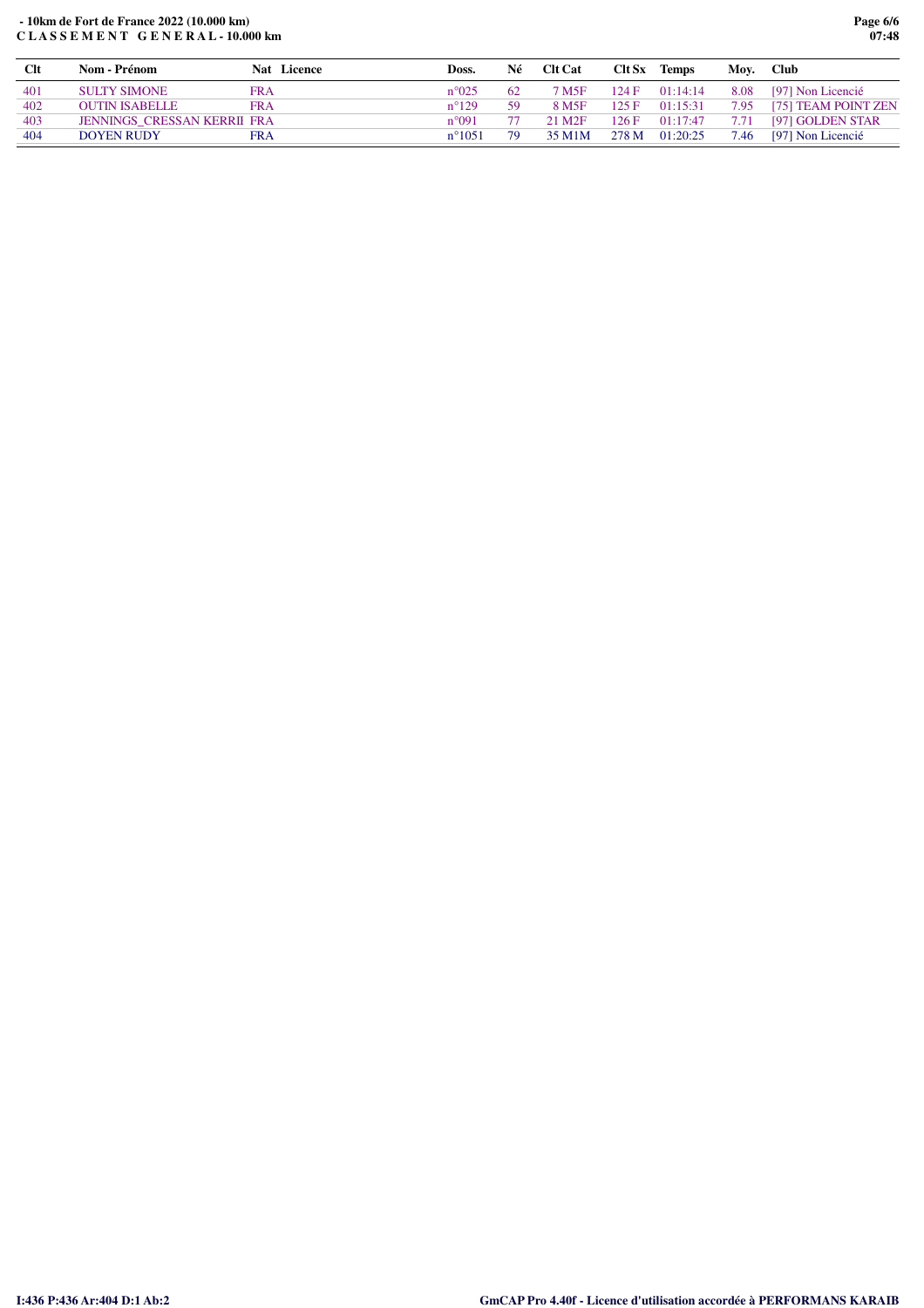- 10km de Fort de France 2022 (10.000 km)
**CLASSEMENT GENERAL - 10.000 km**

| Clt | Nom - Prénom | Nat | Licence | Doss. | Né | Clt Cat | Clt Sx | Temps | Moy. | Club |
|---|---|---|---|---|---|---|---|---|---|---|
| 401 | SULTY SIMONE | FRA | | n°025 | 62 | 7 M5F | 124 F | 01:14:14 | 8.08 | [97] Non Licencié |
| 402 | OUTIN ISABELLE | FRA | | n°129 | 59 | 8 M5F | 125 F | 01:15:31 | 7.95 | [75] TEAM POINT ZEN |
| 403 | JENNINGS_CRESSAN KERRII | FRA | | n°091 | 77 | 21 M2F | 126 F | 01:17:47 | 7.71 | [97] GOLDEN STAR |
| 404 | DOYEN RUDY | FRA | | n°1051 | 79 | 35 M1M | 278 M | 01:20:25 | 7.46 | [97] Non Licencié |

I:436 P:436 Ar:404 D:1 Ab:2

GmCAP Pro 4.40f - Licence d'utilisation accordée à PERFORMANS KARAIB